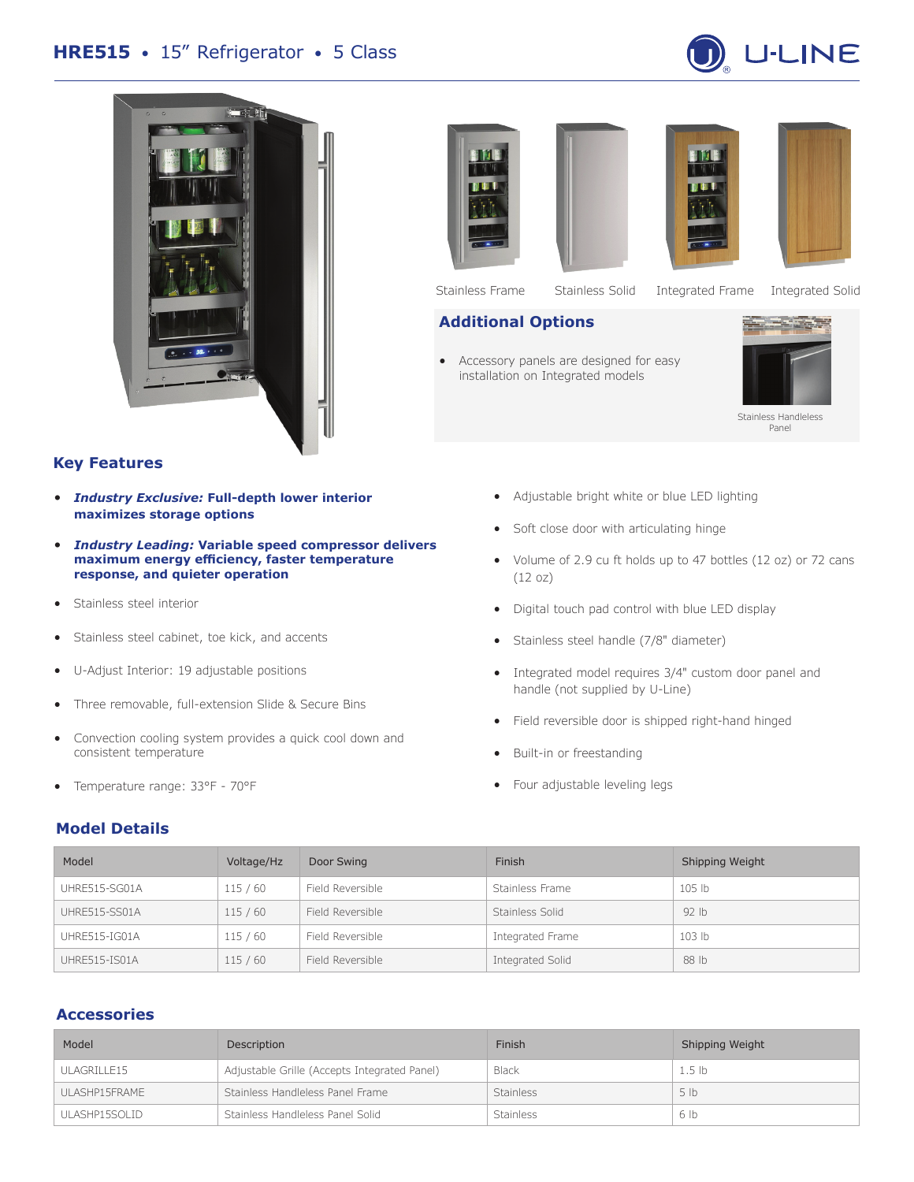# HRE515 • 15” Refrigerator • 5 Class

U-LINE

Stainless Frame | Stainless Solid | Integrated Frame | Integrated Solid

## Additional Options

- Accessory panels are designed for easy installation on Integrated models

Stainless Handleless Panel

## Key Features

- ***Industry Exclusive:* Full-depth lower interior maximizes storage options**
- ***Industry Leading:* Variable speed compressor delivers maximum energy efficiency, faster temperature response, and quieter operation**
- Stainless steel interior
- Stainless steel cabinet, toe kick, and accents
- U-Adjust Interior: 19 adjustable positions
- Three removable, full-extension Slide & Secure Bins
- Convection cooling system provides a quick cool down and consistent temperature
- Temperature range: 33°F - 70°F
- Adjustable bright white or blue LED lighting
- Soft close door with articulating hinge
- Volume of 2.9 cu ft holds up to 47 bottles (12 oz) or 72 cans (12 oz)
- Digital touch pad control with blue LED display
- Stainless steel handle (7/8" diameter)
- Integrated model requires 3/4" custom door panel and handle (not supplied by U-Line)
- Field reversible door is shipped right-hand hinged
- Built-in or freestanding
- Four adjustable leveling legs

## Model Details

| Model | Voltage/Hz | Door Swing | Finish | Shipping Weight |
|---|---|---|---|---|
| UHRE515-SG01A | 115 / 60 | Field Reversible | Stainless Frame | 105 lb |
| UHRE515-SS01A | 115 / 60 | Field Reversible | Stainless Solid | 92 lb |
| UHRE515-IG01A | 115 / 60 | Field Reversible | Integrated Frame | 103 lb |
| UHRE515-IS01A | 115 / 60 | Field Reversible | Integrated Solid | 88 lb |

## Accessories

| Model | Description | Finish | Shipping Weight |
|---|---|---|---|
| ULAGRILLE15 | Adjustable Grille (Accepts Integrated Panel) | Black | 1.5 lb |
| ULASHP15FRAME | Stainless Handleless Panel Frame | Stainless | 5 lb |
| ULASHP15SOLID | Stainless Handleless Panel Solid | Stainless | 6 lb |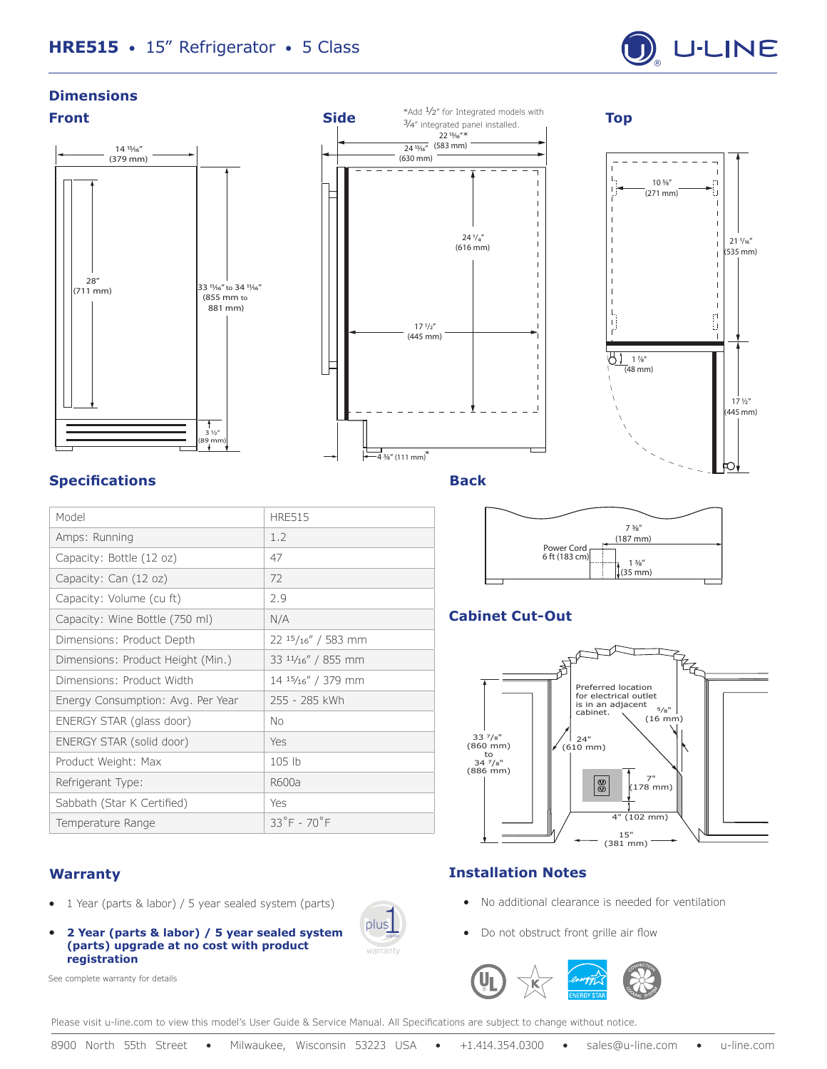# HRE515 • 15" Refrigerator • 5 Class

## Dimensions

### Front

14 15⁄16"
(379 mm)

28"
(711 mm)

33 11⁄16" to 34 11⁄16"
(855 mm to 881 mm)

3 1⁄2"
(89 mm)

### Side

*Add 1⁄2" for Integrated models with 3⁄4" integrated panel installed.

22 15⁄16"*
(583 mm)

24 13⁄16"
(630 mm)

24 1⁄4"
(616 mm)

17 1⁄2"
(445 mm)

4 3⁄8" (111 mm)*

### Top

10 5⁄8"
(271 mm)

21 1⁄16"
(535 mm)

1 7⁄8"
(48 mm)

17 1⁄2"
(445 mm)

## Specifications

| | |
|---|---|
| Model | HRE515 |
| Amps: Running | 1.2 |
| Capacity: Bottle (12 oz) | 47 |
| Capacity: Can (12 oz) | 72 |
| Capacity: Volume (cu ft) | 2.9 |
| Capacity: Wine Bottle (750 ml) | N/A |
| Dimensions: Product Depth | 22 15⁄16" / 583 mm |
| Dimensions: Product Height (Min.) | 33 11⁄16" / 855 mm |
| Dimensions: Product Width | 14 15⁄16" / 379 mm |
| Energy Consumption: Avg. Per Year | 255 - 285 kWh |
| ENERGY STAR (glass door) | No |
| ENERGY STAR (solid door) | Yes |
| Product Weight: Max | 105 lb |
| Refrigerant Type: | R600a |
| Sabbath (Star K Certified) | Yes |
| Temperature Range | 33°F - 70°F |

## Back

7 3⁄8"
(187 mm)

Power Cord
6 ft (183 cm)

1 3⁄8"
(35 mm)

## Cabinet Cut-Out

Preferred location for electrical outlet is in an adjacent cabinet.

5⁄8"
(16 mm)

33 7⁄8"
(860 mm)
to
34 7⁄8"
(886 mm)

24"
(610 mm)

7"
(178 mm)

4" (102 mm)

15"
(381 mm)

## Warranty

- 1 Year (parts & labor) / 5 year sealed system (parts)
- **2 Year (parts & labor) / 5 year sealed system (parts) upgrade at no cost with product registration**

plus1 warranty

See complete warranty for details

## Installation Notes

- No additional clearance is needed for ventilation
- Do not obstruct front grille air flow

Please visit u-line.com to view this model's User Guide & Service Manual. All Specifications are subject to change without notice.

8900 North 55th Street • Milwaukee, Wisconsin 53223 USA • +1.414.354.0300 • sales@u-line.com • u-line.com